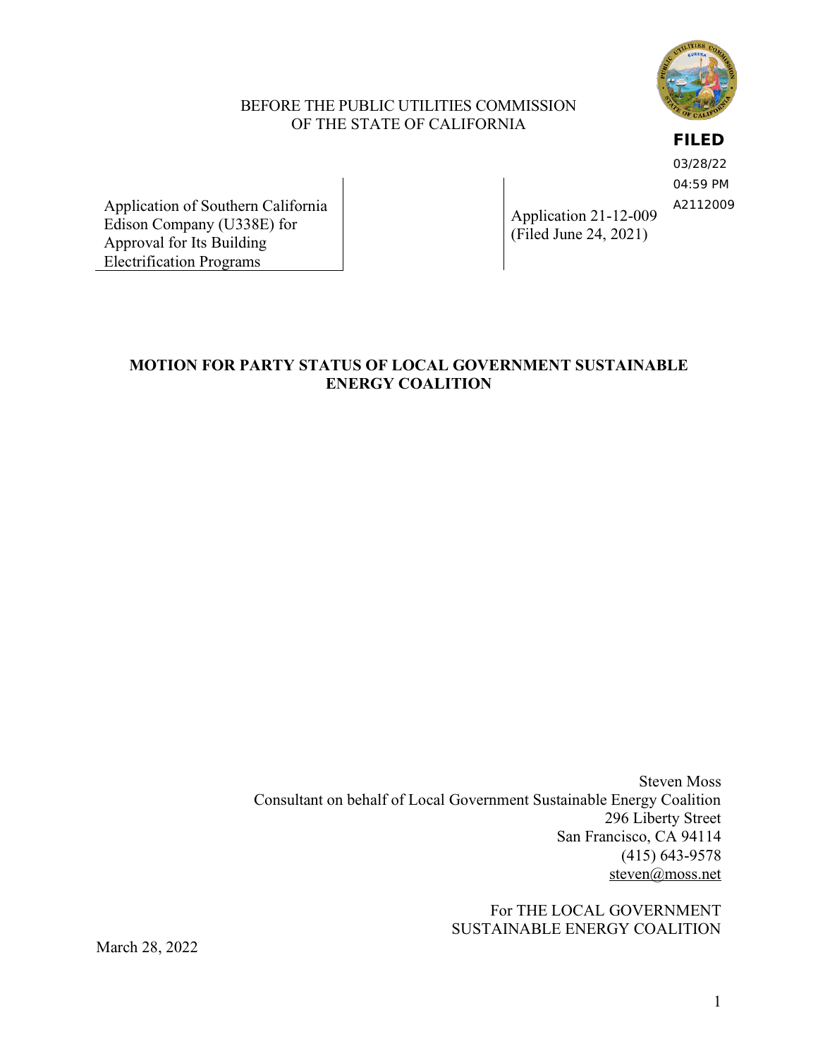BEFORE THE PUBLIC UTILITIES COMMISSION
OF THE STATE OF CALIFORNIA

**FILED**
03/28/22
04:59 PM
A2112009

| | |
|---|---|
| Application of Southern California Edison Company (U338E) for Approval for Its Building Electrification Programs | Application 21-12-009 (Filed June 24, 2021) |

## MOTION FOR PARTY STATUS OF LOCAL GOVERNMENT SUSTAINABLE ENERGY COALITION

Steven Moss
Consultant on behalf of Local Government Sustainable Energy Coalition
296 Liberty Street
San Francisco, CA 94114
(415) 643-9578
steven@moss.net

For THE LOCAL GOVERNMENT
SUSTAINABLE ENERGY COALITION

March 28, 2022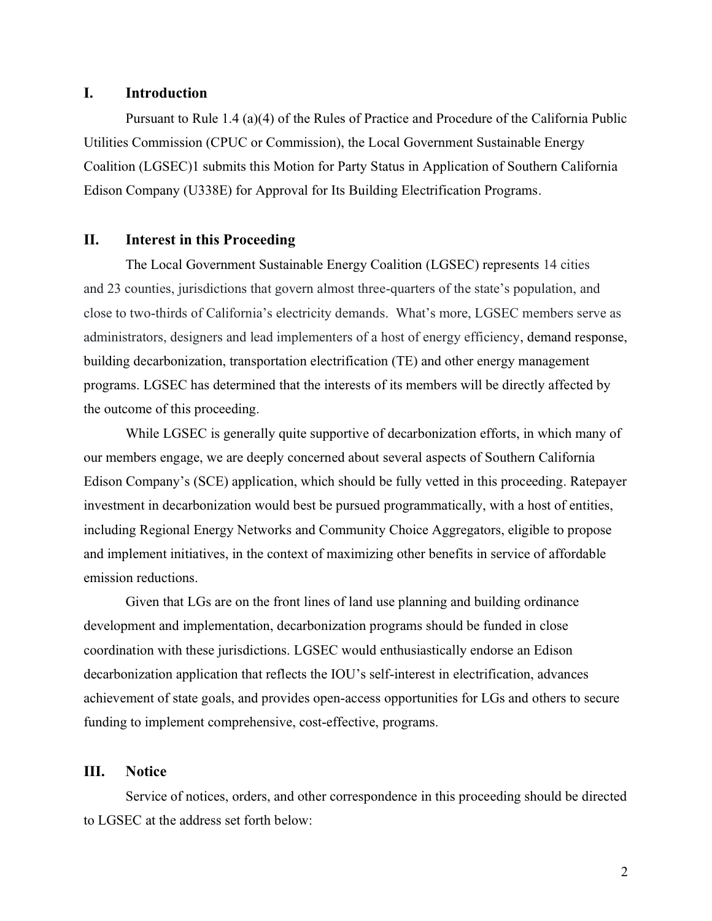## I. Introduction

Pursuant to Rule 1.4 (a)(4) of the Rules of Practice and Procedure of the California Public Utilities Commission (CPUC or Commission), the Local Government Sustainable Energy Coalition (LGSEC)[1] submits this Motion for Party Status in Application of Southern California Edison Company (U338E) for Approval for Its Building Electrification Programs.

## II. Interest in this Proceeding

The Local Government Sustainable Energy Coalition (LGSEC) represents 14 cities and 23 counties, jurisdictions that govern almost three-quarters of the state's population, and close to two-thirds of California's electricity demands. What's more, LGSEC members serve as administrators, designers and lead implementers of a host of energy efficiency, demand response, building decarbonization, transportation electrification (TE) and other energy management programs. LGSEC has determined that the interests of its members will be directly affected by the outcome of this proceeding.

While LGSEC is generally quite supportive of decarbonization efforts, in which many of our members engage, we are deeply concerned about several aspects of Southern California Edison Company's (SCE) application, which should be fully vetted in this proceeding. Ratepayer investment in decarbonization would best be pursued programmatically, with a host of entities, including Regional Energy Networks and Community Choice Aggregators, eligible to propose and implement initiatives, in the context of maximizing other benefits in service of affordable emission reductions.

Given that LGs are on the front lines of land use planning and building ordinance development and implementation, decarbonization programs should be funded in close coordination with these jurisdictions. LGSEC would enthusiastically endorse an Edison decarbonization application that reflects the IOU's self-interest in electrification, advances achievement of state goals, and provides open-access opportunities for LGs and others to secure funding to implement comprehensive, cost-effective, programs.

## III. Notice

Service of notices, orders, and other correspondence in this proceeding should be directed to LGSEC at the address set forth below: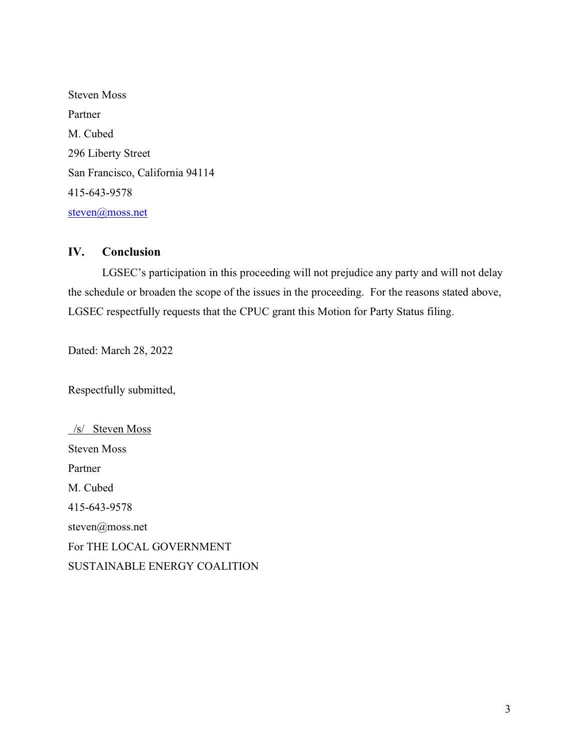Steven Moss
Partner
M. Cubed
296 Liberty Street
San Francisco, California 94114
415-643-9578
steven@moss.net

## IV. Conclusion

LGSEC's participation in this proceeding will not prejudice any party and will not delay the schedule or broaden the scope of the issues in the proceeding. For the reasons stated above, LGSEC respectfully requests that the CPUC grant this Motion for Party Status filing.

Dated: March 28, 2022

Respectfully submitted,

/s/ Steven Moss
Steven Moss
Partner
M. Cubed
415-643-9578
steven@moss.net
For THE LOCAL GOVERNMENT
SUSTAINABLE ENERGY COALITION